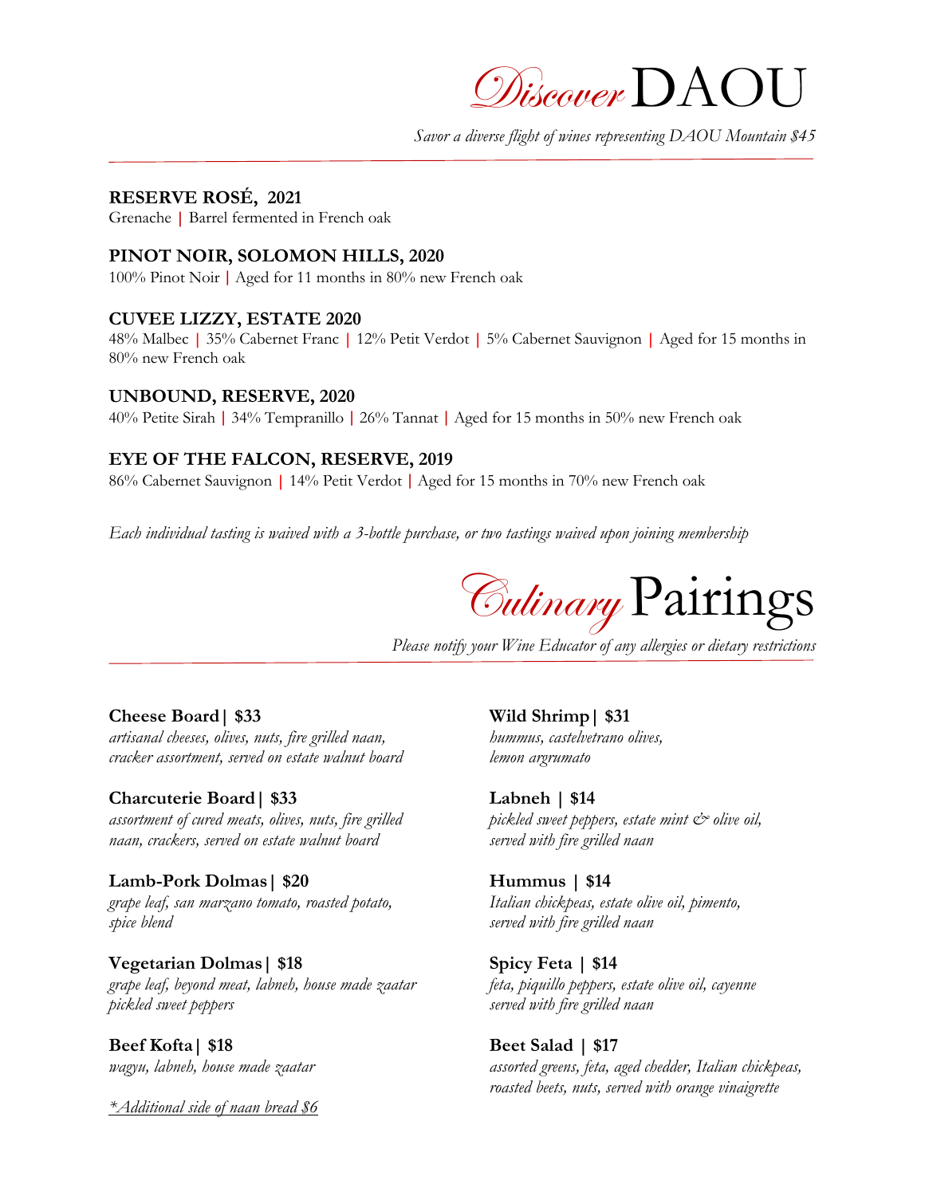# *Discover* DAOU

*Savor a diverse flight of wines representing DAOU Mountain $45*

---

**RESERVE ROSÉ, 2021**
Grenache | Barrel fermented in French oak

**PINOT NOIR, SOLOMON HILLS, 2020**
100% Pinot Noir | Aged for 11 months in 80% new French oak

**CUVEE LIZZY, ESTATE 2020**
48% Malbec | 35% Cabernet Franc | 12% Petit Verdot | 5% Cabernet Sauvignon | Aged for 15 months in 80% new French oak

**UNBOUND, RESERVE, 2020**
40% Petite Sirah | 34% Tempranillo | 26% Tannat | Aged for 15 months in 50% new French oak

**EYE OF THE FALCON, RESERVE, 2019**
86% Cabernet Sauvignon | 14% Petit Verdot | Aged for 15 months in 70% new French oak

*Each individual tasting is waived with a 3-bottle purchase, or two tastings waived upon joining membership*

# *Culinary* Pairings

*Please notify your Wine Educator of any allergies or dietary restrictions*

---

**Cheese Board | $33**
*artisanal cheeses, olives, nuts, fire grilled naan, cracker assortment, served on estate walnut board*

**Charcuterie Board | $33**
*assortment of cured meats, olives, nuts, fire grilled naan, crackers, served on estate walnut board*

**Lamb-Pork Dolmas | $20**
*grape leaf, san marzano tomato, roasted potato, spice blend*

**Vegetarian Dolmas | $18**
*grape leaf, beyond meat, labneh, house made zaatar pickled sweet peppers*

**Beef Kofta | $18**
*wagyu, labneh, house made zaatar*

*\*Additional side of naan bread $6*

**Wild Shrimp | $31**
*hummus, castelvetrano olives, lemon argrumato*

**Labneh | $14**
*pickled sweet peppers, estate mint & olive oil, served with fire grilled naan*

**Hummus | $14**
*Italian chickpeas, estate olive oil, pimento, served with fire grilled naan*

**Spicy Feta | $14**
*feta, piquillo peppers, estate olive oil, cayenne served with fire grilled naan*

**Beet Salad | $17**
*assorted greens, feta, aged chedder, Italian chickpeas, roasted beets, nuts, served with orange vinaigrette*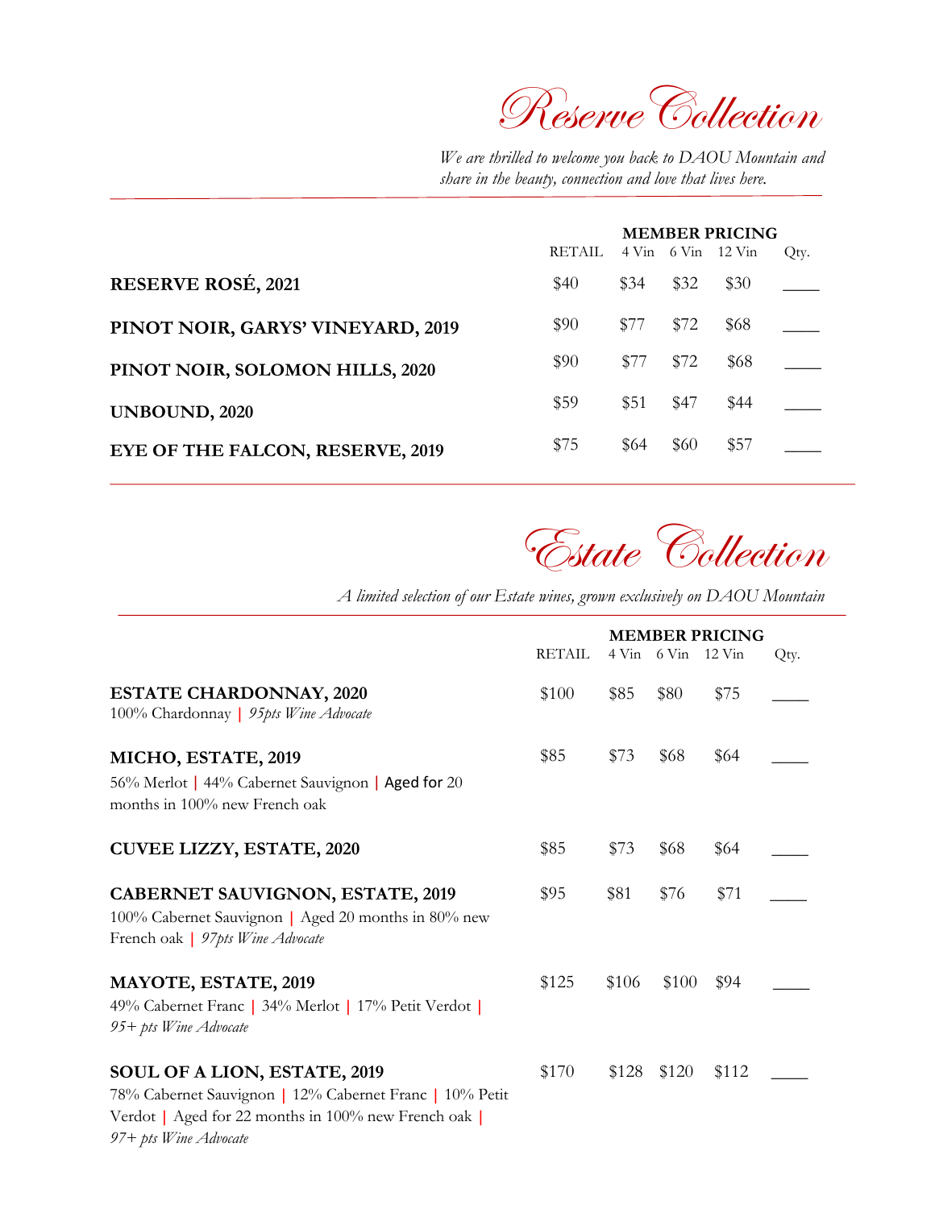# Reserve Collection

*We are thrilled to welcome you back to DAOU Mountain and share in the beauty, connection and love that lives here.*

| | RETAIL | MEMBER PRICING 4 Vin | 6 Vin | 12 Vin | Qty. |
|---|---|---|---|---|---|
| **RESERVE ROSÉ, 2021** | $40 | $34 | $32 | $30 | ____ |
| **PINOT NOIR, GARYS' VINEYARD, 2019** | $90 | $77 | $72 | $68 | ____ |
| **PINOT NOIR, SOLOMON HILLS, 2020** | $90 | $77 | $72 | $68 | ____ |
| **UNBOUND, 2020** | $59 | $51 | $47 | $44 | ____ |
| **EYE OF THE FALCON, RESERVE, 2019** | $75 | $64 | $60 | $57 | ____ |

# Estate Collection

*A limited selection of our Estate wines, grown exclusively on DAOU Mountain*

| | RETAIL | MEMBER PRICING 4 Vin | 6 Vin | 12 Vin | Qty. |
|---|---|---|---|---|---|
| **ESTATE CHARDONNAY, 2020**<br>100% Chardonnay \| *95pts Wine Advocate* | $100 | $85 | $80 | $75 | ____ |
| **MICHO, ESTATE, 2019**<br>56% Merlot \| 44% Cabernet Sauvignon \| Aged for 20 months in 100% new French oak | $85 | $73 | $68 | $64 | ____ |
| **CUVEE LIZZY, ESTATE, 2020** | $85 | $73 | $68 | $64 | ____ |
| **CABERNET SAUVIGNON, ESTATE, 2019**<br>100% Cabernet Sauvignon \| Aged 20 months in 80% new French oak \| *97pts Wine Advocate* | $95 | $81 | $76 | $71 | ____ |
| **MAYOTE, ESTATE, 2019**<br>49% Cabernet Franc \| 34% Merlot \| 17% Petit Verdot \| *95+ pts Wine Advocate* | $125 | $106 | $100 | $94 | ____ |
| **SOUL OF A LION, ESTATE, 2019**<br>78% Cabernet Sauvignon \| 12% Cabernet Franc \| 10% Petit Verdot \| Aged for 22 months in 100% new French oak \| *97+ pts Wine Advocate* | $170 | $128 | $120 | $112 | ____ |